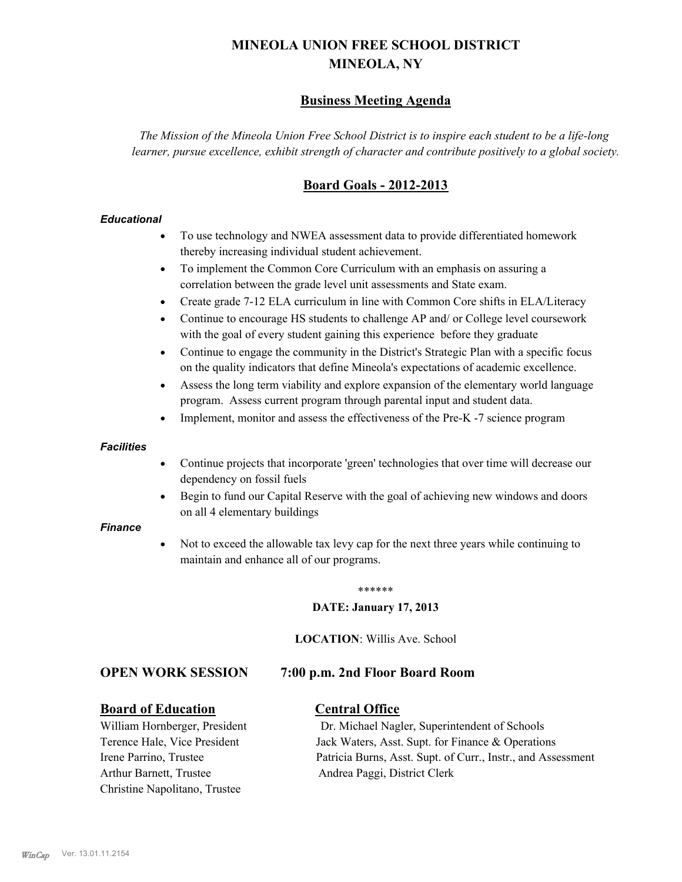# MINEOLA UNION FREE SCHOOL DISTRICT
# MINEOLA, NY

## Business Meeting Agenda

*The Mission of the Mineola Union Free School District is to inspire each student to be a life-long learner, pursue excellence, exhibit strength of character and contribute positively to a global society.*

## Board Goals - 2012-2013

***Educational***

- To use technology and NWEA assessment data to provide differentiated homework thereby increasing individual student achievement.
- To implement the Common Core Curriculum with an emphasis on assuring a correlation between the grade level unit assessments and State exam.
- Create grade 7-12 ELA curriculum in line with Common Core shifts in ELA/Literacy
- Continue to encourage HS students to challenge AP and/ or College level coursework with the goal of every student gaining this experience before they graduate
- Continue to engage the community in the District's Strategic Plan with a specific focus on the quality indicators that define Mineola's expectations of academic excellence.
- Assess the long term viability and explore expansion of the elementary world language program. Assess current program through parental input and student data.
- Implement, monitor and assess the effectiveness of the Pre-K -7 science program

***Facilities***

- Continue projects that incorporate 'green' technologies that over time will decrease our dependency on fossil fuels
- Begin to fund our Capital Reserve with the goal of achieving new windows and doors on all 4 elementary buildings

***Finance***

- Not to exceed the allowable tax levy cap for the next three years while continuing to maintain and enhance all of our programs.

******

**DATE: January 17, 2013**

**LOCATION**: Willis Ave. School

### OPEN WORK SESSION 7:00 p.m. 2nd Floor Board Room

**Board of Education**

William Hornberger, President
Terence Hale, Vice President
Irene Parrino, Trustee
Arthur Barnett, Trustee
Christine Napolitano, Trustee

**Central Office**

Dr. Michael Nagler, Superintendent of Schools
Jack Waters, Asst. Supt. for Finance & Operations
Patricia Burns, Asst. Supt. of Curr., Instr., and Assessment
Andrea Paggi, District Clerk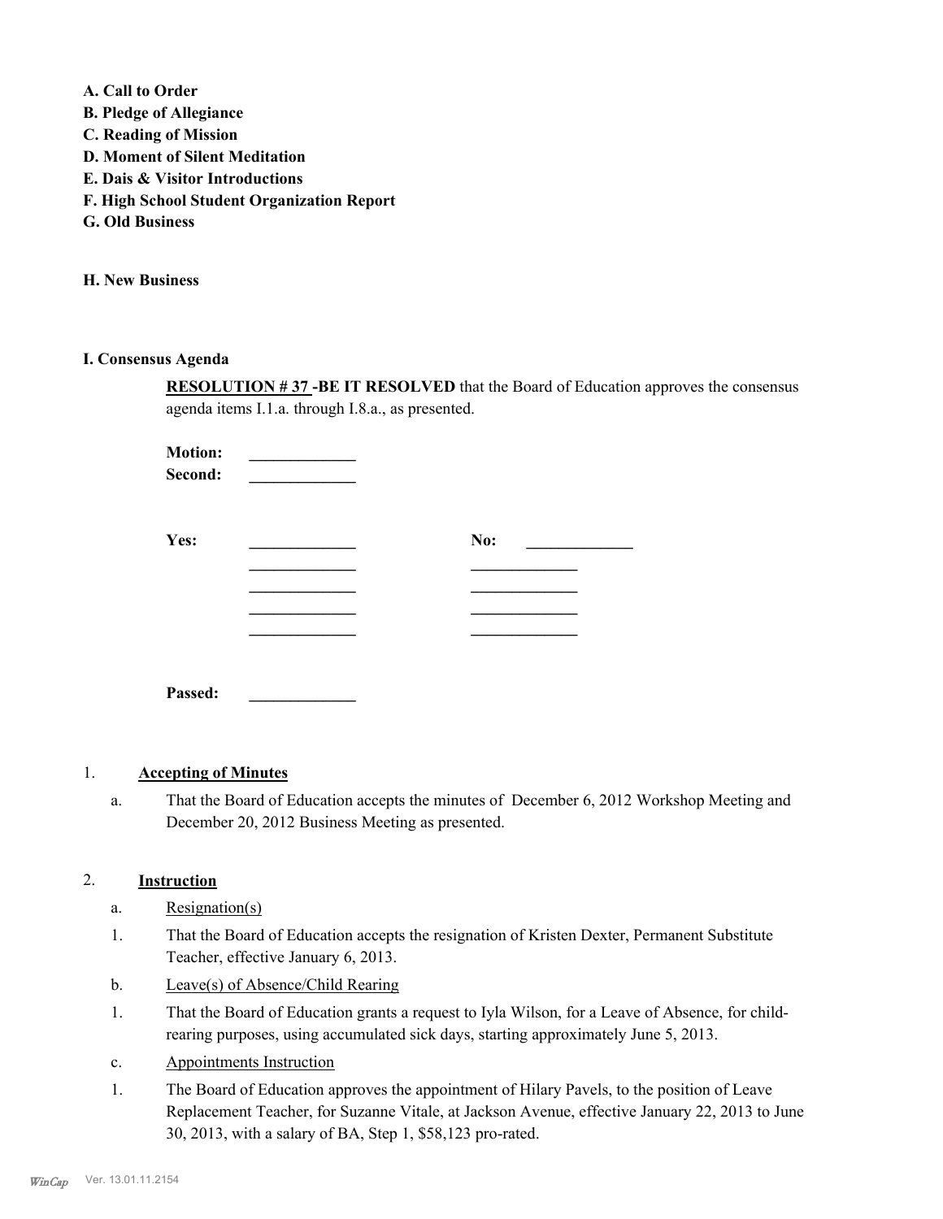**A. Call to Order**
**B. Pledge of Allegiance**
**C. Reading of Mission**
**D. Moment of Silent Meditation**
**E. Dais & Visitor Introductions**
**F. High School Student Organization Report**
**G. Old Business**

**H. New Business**

**I. Consensus Agenda**

**RESOLUTION # 37 -BE IT RESOLVED** that the Board of Education approves the consensus agenda items I.1.a. through I.8.a., as presented.

**Motion:** _____________
**Second:** _____________

| **Yes:** | _____________ | **No:** | _____________ |
|---|---|---|---|
| | _____________ | | _____________ |
| | _____________ | | _____________ |
| | _____________ | | _____________ |
| | _____________ | | _____________ |

**Passed:** _____________

1. **Accepting of Minutes**

   a. That the Board of Education accepts the minutes of December 6, 2012 Workshop Meeting and December 20, 2012 Business Meeting as presented.

2. **Instruction**

   a. Resignation(s)

   1. That the Board of Education accepts the resignation of Kristen Dexter, Permanent Substitute Teacher, effective January 6, 2013.

   b. Leave(s) of Absence/Child Rearing

   1. That the Board of Education grants a request to Iyla Wilson, for a Leave of Absence, for child-rearing purposes, using accumulated sick days, starting approximately June 5, 2013.

   c. Appointments Instruction

   1. The Board of Education approves the appointment of Hilary Pavels, to the position of Leave Replacement Teacher, for Suzanne Vitale, at Jackson Avenue, effective January 22, 2013 to June 30, 2013, with a salary of BA, Step 1, $58,123 pro-rated.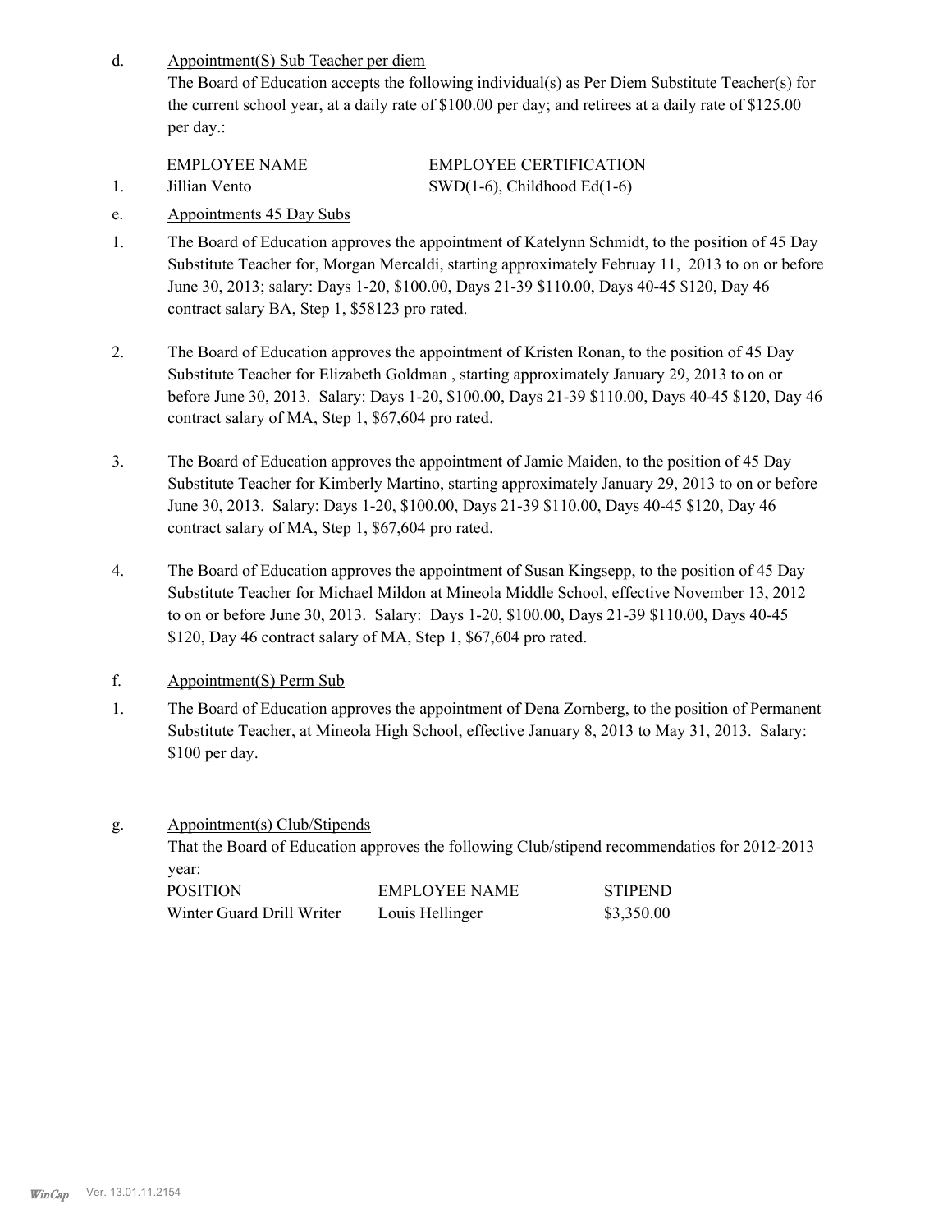d. Appointment(S) Sub Teacher per diem

The Board of Education accepts the following individual(s) as Per Diem Substitute Teacher(s) for the current school year, at a daily rate of $100.00 per day; and retirees at a daily rate of $125.00 per day.:

| | EMPLOYEE NAME | EMPLOYEE CERTIFICATION |
|---|---|---|
| 1. | Jillian Vento | SWD(1-6), Childhood Ed(1-6) |

e. Appointments 45 Day Subs

1. The Board of Education approves the appointment of Katelynn Schmidt, to the position of 45 Day Substitute Teacher for, Morgan Mercaldi, starting approximately Februay 11, 2013 to on or before June 30, 2013; salary: Days 1-20, $100.00, Days 21-39 $110.00, Days 40-45 $120, Day 46 contract salary BA, Step 1, $58123 pro rated.

2. The Board of Education approves the appointment of Kristen Ronan, to the position of 45 Day Substitute Teacher for Elizabeth Goldman , starting approximately January 29, 2013 to on or before June 30, 2013. Salary: Days 1-20, $100.00, Days 21-39 $110.00, Days 40-45 $120, Day 46 contract salary of MA, Step 1, $67,604 pro rated.

3. The Board of Education approves the appointment of Jamie Maiden, to the position of 45 Day Substitute Teacher for Kimberly Martino, starting approximately January 29, 2013 to on or before June 30, 2013. Salary: Days 1-20, $100.00, Days 21-39 $110.00, Days 40-45 $120, Day 46 contract salary of MA, Step 1, $67,604 pro rated.

4. The Board of Education approves the appointment of Susan Kingsepp, to the position of 45 Day Substitute Teacher for Michael Mildon at Mineola Middle School, effective November 13, 2012 to on or before June 30, 2013. Salary: Days 1-20, $100.00, Days 21-39 $110.00, Days 40-45 $120, Day 46 contract salary of MA, Step 1, $67,604 pro rated.

f. Appointment(S) Perm Sub

1. The Board of Education approves the appointment of Dena Zornberg, to the position of Permanent Substitute Teacher, at Mineola High School, effective January 8, 2013 to May 31, 2013. Salary: $100 per day.

g. Appointment(s) Club/Stipends

That the Board of Education approves the following Club/stipend recommendatios for 2012-2013 year:

| POSITION | EMPLOYEE NAME | STIPEND |
|---|---|---|
| Winter Guard Drill Writer | Louis Hellinger | $3,350.00 |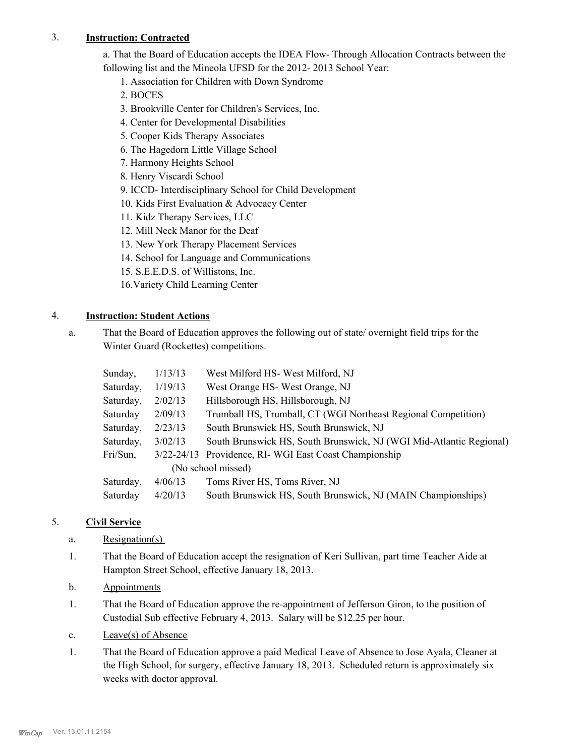3. **Instruction: Contracted**

a. That the Board of Education accepts the IDEA Flow- Through Allocation Contracts between the following list and the Mineola UFSD for the 2012- 2013 School Year:

1. Association for Children with Down Syndrome
2. BOCES
3. Brookville Center for Children's Services, Inc.
4. Center for Developmental Disabilities
5. Cooper Kids Therapy Associates
6. The Hagedorn Little Village School
7. Harmony Heights School
8. Henry Viscardi School
9. ICCD- Interdisciplinary School for Child Development
10. Kids First Evaluation & Advocacy Center
11. Kidz Therapy Services, LLC
12. Mill Neck Manor for the Deaf
13. New York Therapy Placement Services
14. School for Language and Communications
15. S.E.E.D.S. of Willistons, Inc.
16. Variety Child Learning Center

4. **Instruction: Student Actions**

a. That the Board of Education approves the following out of state/ overnight field trips for the Winter Guard (Rockettes) competitions.

| | | |
|---|---|---|
| Sunday, | 1/13/13 | West Milford HS- West Milford, NJ |
| Saturday, | 1/19/13 | West Orange HS- West Orange, NJ |
| Saturday, | 2/02/13 | Hillsborough HS, Hillsborough, NJ |
| Saturday | 2/09/13 | Trumball HS, Trumball, CT (WGI Northeast Regional Competition) |
| Saturday, | 2/23/13 | South Brunswick HS, South Brunswick, NJ |
| Saturday, | 3/02/13 | South Brunswick HS, South Brunswick, NJ (WGI Mid-Atlantic Regional) |
| Fri/Sun, | 3/22-24/13 | Providence, RI- WGI East Coast Championship (No school missed) |
| Saturday, | 4/06/13 | Toms River HS, Toms River, NJ |
| Saturday | 4/20/13 | South Brunswick HS, South Brunswick, NJ (MAIN Championships) |

5. **Civil Service**

a. Resignation(s)

1. That the Board of Education accept the resignation of Keri Sullivan, part time Teacher Aide at Hampton Street School, effective January 18, 2013.

b. Appointments

1. That the Board of Education approve the re-appointment of Jefferson Giron, to the position of Custodial Sub effective February 4, 2013. Salary will be $12.25 per hour.

c. Leave(s) of Absence

1. That the Board of Education approve a paid Medical Leave of Absence to Jose Ayala, Cleaner at the High School, for surgery, effective January 18, 2013. Scheduled return is approximately six weeks with doctor approval.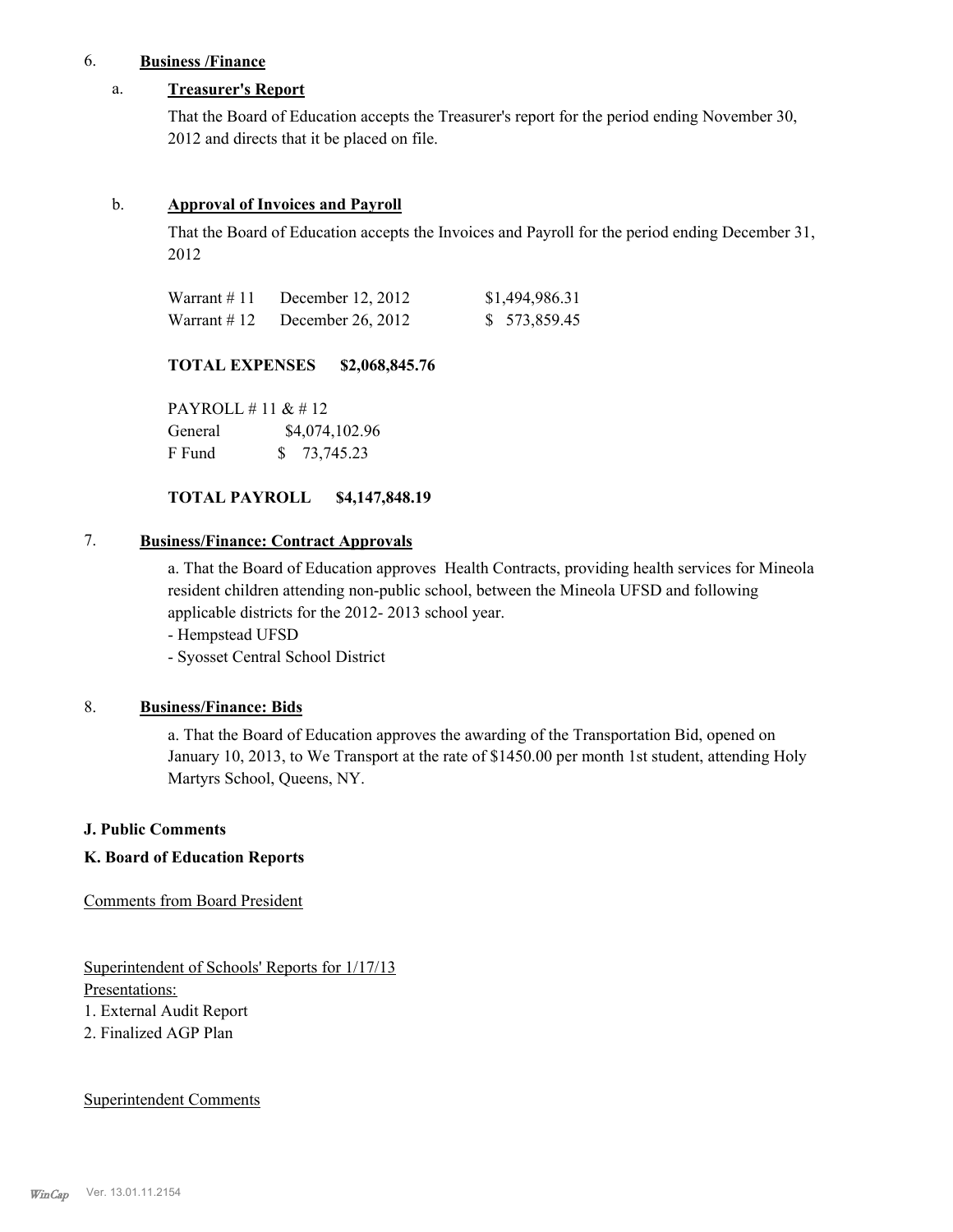6. **Business /Finance**

a. **Treasurer's Report**

That the Board of Education accepts the Treasurer's report for the period ending November 30, 2012 and directs that it be placed on file.

b. **Approval of Invoices and Payroll**

That the Board of Education accepts the Invoices and Payroll for the period ending December 31, 2012

| | | |
|---|---|---|
| Warrant # 11 | December 12, 2012 | $1,494,986.31 |
| Warrant # 12 | December 26, 2012 | $ 573,859.45 |

**TOTAL EXPENSES $2,068,845.76**

PAYROLL # 11 & # 12

| | |
|---|---|
| General | $4,074,102.96 |
| F Fund | $ 73,745.23 |

**TOTAL PAYROLL $4,147,848.19**

7. **Business/Finance: Contract Approvals**

a. That the Board of Education approves Health Contracts, providing health services for Mineola resident children attending non-public school, between the Mineola UFSD and following applicable districts for the 2012- 2013 school year.

- Hempstead UFSD
- Syosset Central School District

8. **Business/Finance: Bids**

a. That the Board of Education approves the awarding of the Transportation Bid, opened on January 10, 2013, to We Transport at the rate of $1450.00 per month 1st student, attending Holy Martyrs School, Queens, NY.

**J. Public Comments**

**K. Board of Education Reports**

Comments from Board President

Superintendent of Schools' Reports for 1/17/13

Presentations:

1. External Audit Report
2. Finalized AGP Plan

Superintendent Comments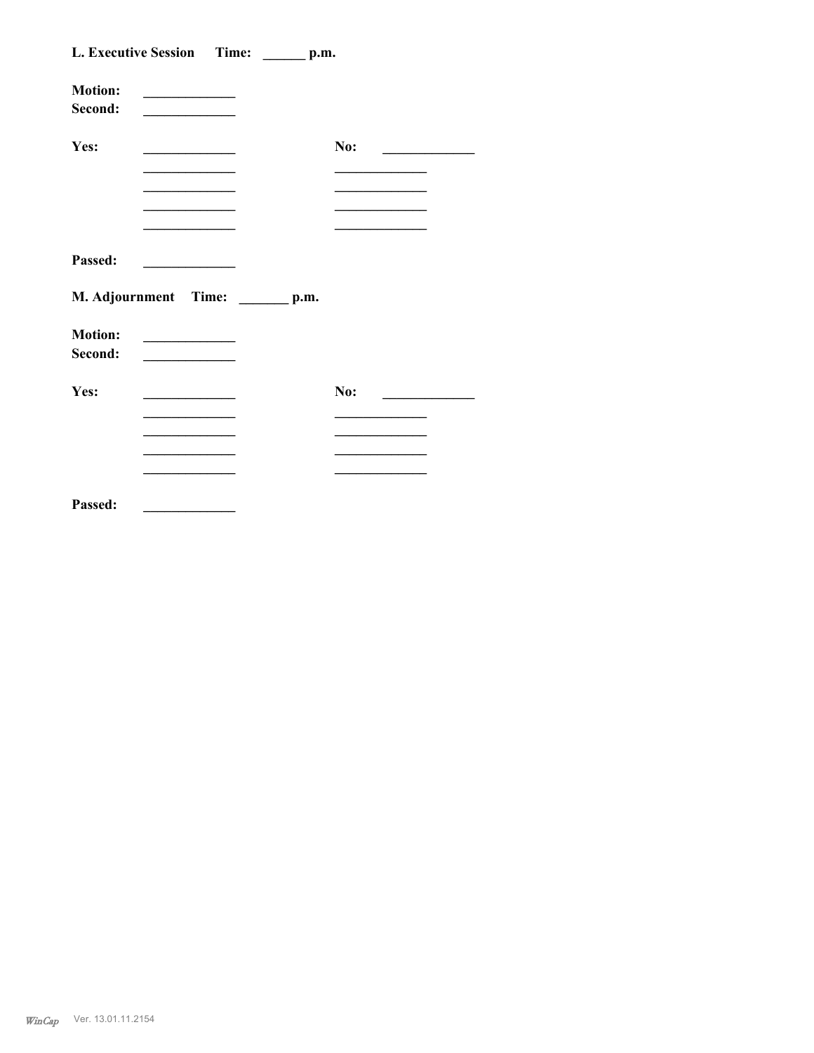**L. Executive Session     Time: ______ p.m.**

**Motion:** _____________
**Second:** _____________

| | | | |
|---|---|---|---|
| **Yes:** | _____________ | **No:** | _____________ |
| | _____________ | | _____________ |
| | _____________ | | _____________ |
| | _____________ | | _____________ |
| | _____________ | | _____________ |

**Passed:** _____________

**M. Adjournment     Time: _______ p.m.**

**Motion:** _____________
**Second:** _____________

| | | | |
|---|---|---|---|
| **Yes:** | _____________ | **No:** | _____________ |
| | _____________ | | _____________ |
| | _____________ | | _____________ |
| | _____________ | | _____________ |
| | _____________ | | _____________ |

**Passed:** _____________